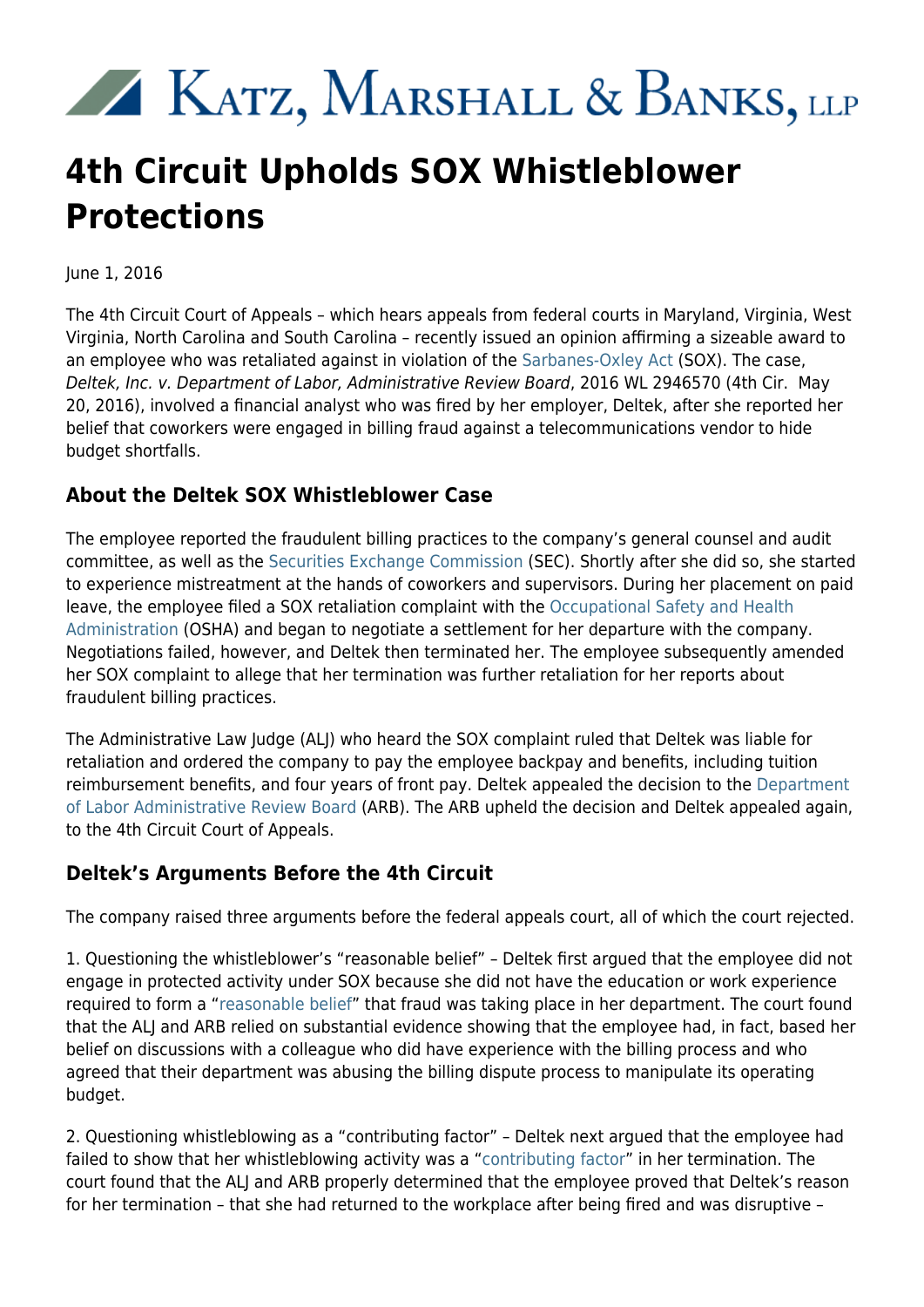# 4th Circuit Upholds SOX Whistleblower Protections

June 1, 2016

The 4th Circuit Court of Appeals – which hears appeals from federal courts in Maryland, Virginia, West Virginia, North Carolina and South Carolina – recently issued an opinion affirming a sizeable award to an employee who was retaliated against in violation of the Sarbanes-Oxley Act (SOX). The case, *Deltek, Inc. v. Department of Labor, Administrative Review Board*, 2016 WL 2946570 (4th Cir. May 20, 2016), involved a financial analyst who was fired by her employer, Deltek, after she reported her belief that coworkers were engaged in billing fraud against a telecommunications vendor to hide budget shortfalls.

## About the Deltek SOX Whistleblower Case

The employee reported the fraudulent billing practices to the company's general counsel and audit committee, as well as the Securities Exchange Commission (SEC). Shortly after she did so, she started to experience mistreatment at the hands of coworkers and supervisors. During her placement on paid leave, the employee filed a SOX retaliation complaint with the Occupational Safety and Health Administration (OSHA) and began to negotiate a settlement for her departure with the company. Negotiations failed, however, and Deltek then terminated her. The employee subsequently amended her SOX complaint to allege that her termination was further retaliation for her reports about fraudulent billing practices.

The Administrative Law Judge (ALJ) who heard the SOX complaint ruled that Deltek was liable for retaliation and ordered the company to pay the employee backpay and benefits, including tuition reimbursement benefits, and four years of front pay. Deltek appealed the decision to the Department of Labor Administrative Review Board (ARB). The ARB upheld the decision and Deltek appealed again, to the 4th Circuit Court of Appeals.

## Deltek's Arguments Before the 4th Circuit

The company raised three arguments before the federal appeals court, all of which the court rejected.

1. Questioning the whistleblower's "reasonable belief" – Deltek first argued that the employee did not engage in protected activity under SOX because she did not have the education or work experience required to form a "reasonable belief" that fraud was taking place in her department. The court found that the ALJ and ARB relied on substantial evidence showing that the employee had, in fact, based her belief on discussions with a colleague who did have experience with the billing process and who agreed that their department was abusing the billing dispute process to manipulate its operating budget.

2. Questioning whistleblowing as a "contributing factor" – Deltek next argued that the employee had failed to show that her whistleblowing activity was a "contributing factor" in her termination. The court found that the ALJ and ARB properly determined that the employee proved that Deltek's reason for her termination – that she had returned to the workplace after being fired and was disruptive –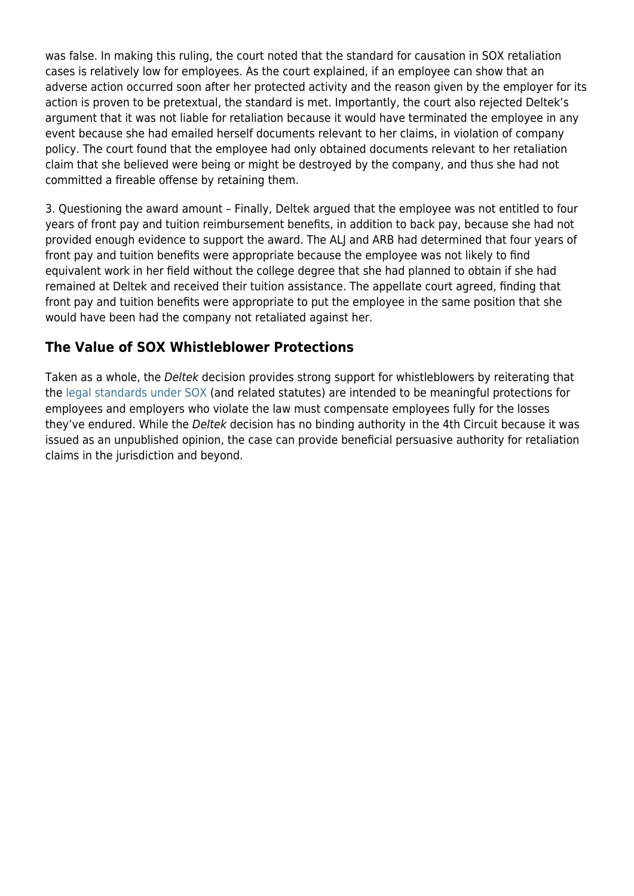was false. In making this ruling, the court noted that the standard for causation in SOX retaliation cases is relatively low for employees. As the court explained, if an employee can show that an adverse action occurred soon after her protected activity and the reason given by the employer for its action is proven to be pretextual, the standard is met. Importantly, the court also rejected Deltek's argument that it was not liable for retaliation because it would have terminated the employee in any event because she had emailed herself documents relevant to her claims, in violation of company policy. The court found that the employee had only obtained documents relevant to her retaliation claim that she believed were being or might be destroyed by the company, and thus she had not committed a fireable offense by retaining them.

3. Questioning the award amount – Finally, Deltek argued that the employee was not entitled to four years of front pay and tuition reimbursement benefits, in addition to back pay, because she had not provided enough evidence to support the award. The ALJ and ARB had determined that four years of front pay and tuition benefits were appropriate because the employee was not likely to find equivalent work in her field without the college degree that she had planned to obtain if she had remained at Deltek and received their tuition assistance. The appellate court agreed, finding that front pay and tuition benefits were appropriate to put the employee in the same position that she would have been had the company not retaliated against her.

## The Value of SOX Whistleblower Protections

Taken as a whole, the *Deltek* decision provides strong support for whistleblowers by reiterating that the legal standards under SOX (and related statutes) are intended to be meaningful protections for employees and employers who violate the law must compensate employees fully for the losses they've endured. While the *Deltek* decision has no binding authority in the 4th Circuit because it was issued as an unpublished opinion, the case can provide beneficial persuasive authority for retaliation claims in the jurisdiction and beyond.